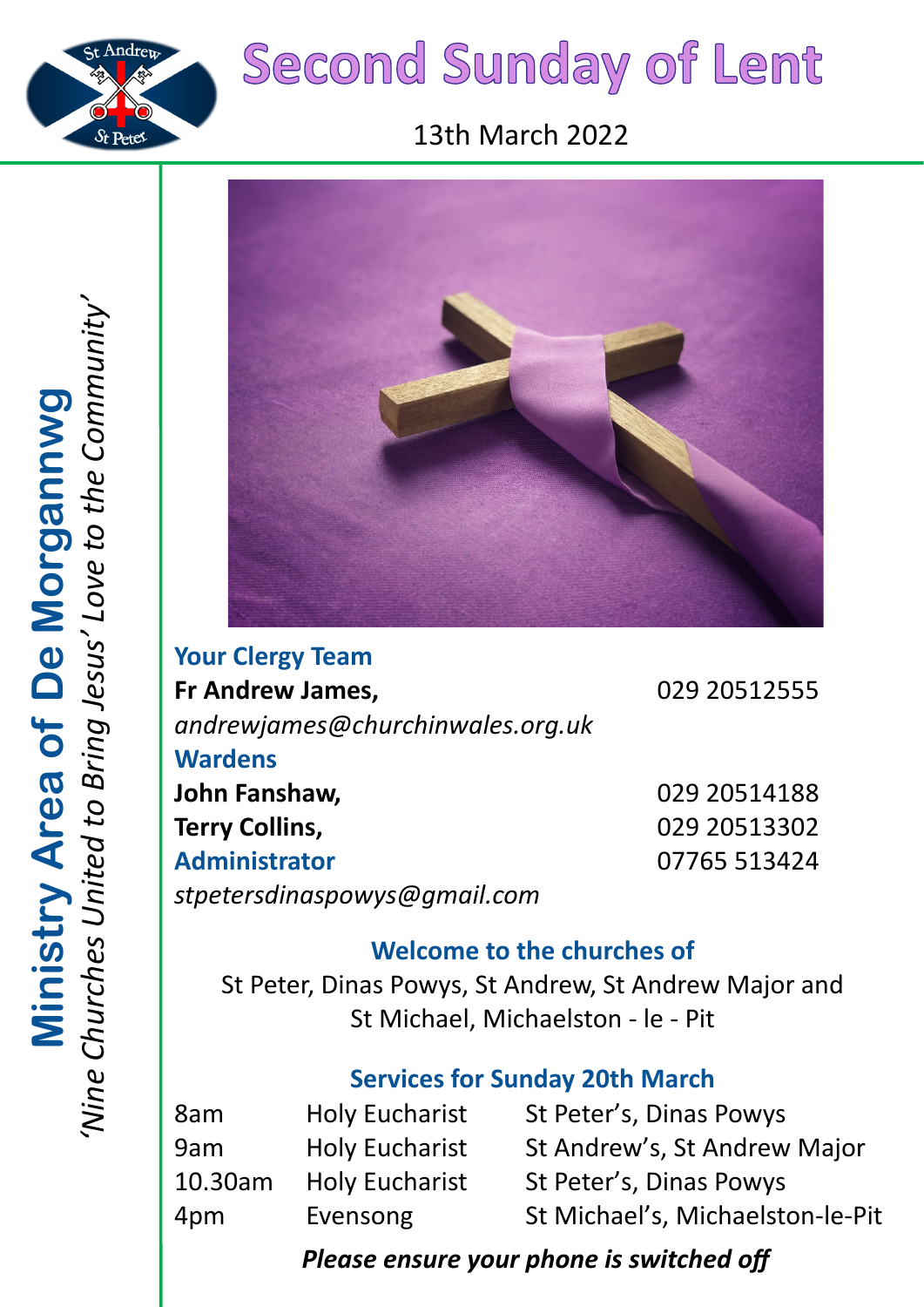# Second Sunday of Lent

13th March 2022

**Ministry Area of De Morgannwg**

*'Nine Churches United to Bring Jesus' Love to the Community'*

## Your Clergy Team

**Fr Andrew James,** 029 20512555

*andrewjames@churchinwales.org.uk*

## Wardens

**John Fanshaw,** 029 20514188

**Terry Collins,** 029 20513302

## Administrator

07765 513424

*stpetersdinaspowys@gmail.com*

## Welcome to the churches of

St Peter, Dinas Powys, St Andrew, St Andrew Major and St Michael, Michaelston - le - Pit

## Services for Sunday 20th March

| | | |
|---|---|---|
| 8am | Holy Eucharist | St Peter's, Dinas Powys |
| 9am | Holy Eucharist | St Andrew's, St Andrew Major |
| 10.30am | Holy Eucharist | St Peter's, Dinas Powys |
| 4pm | Evensong | St Michael's, Michaelston-le-Pit |

***Please ensure your phone is switched off***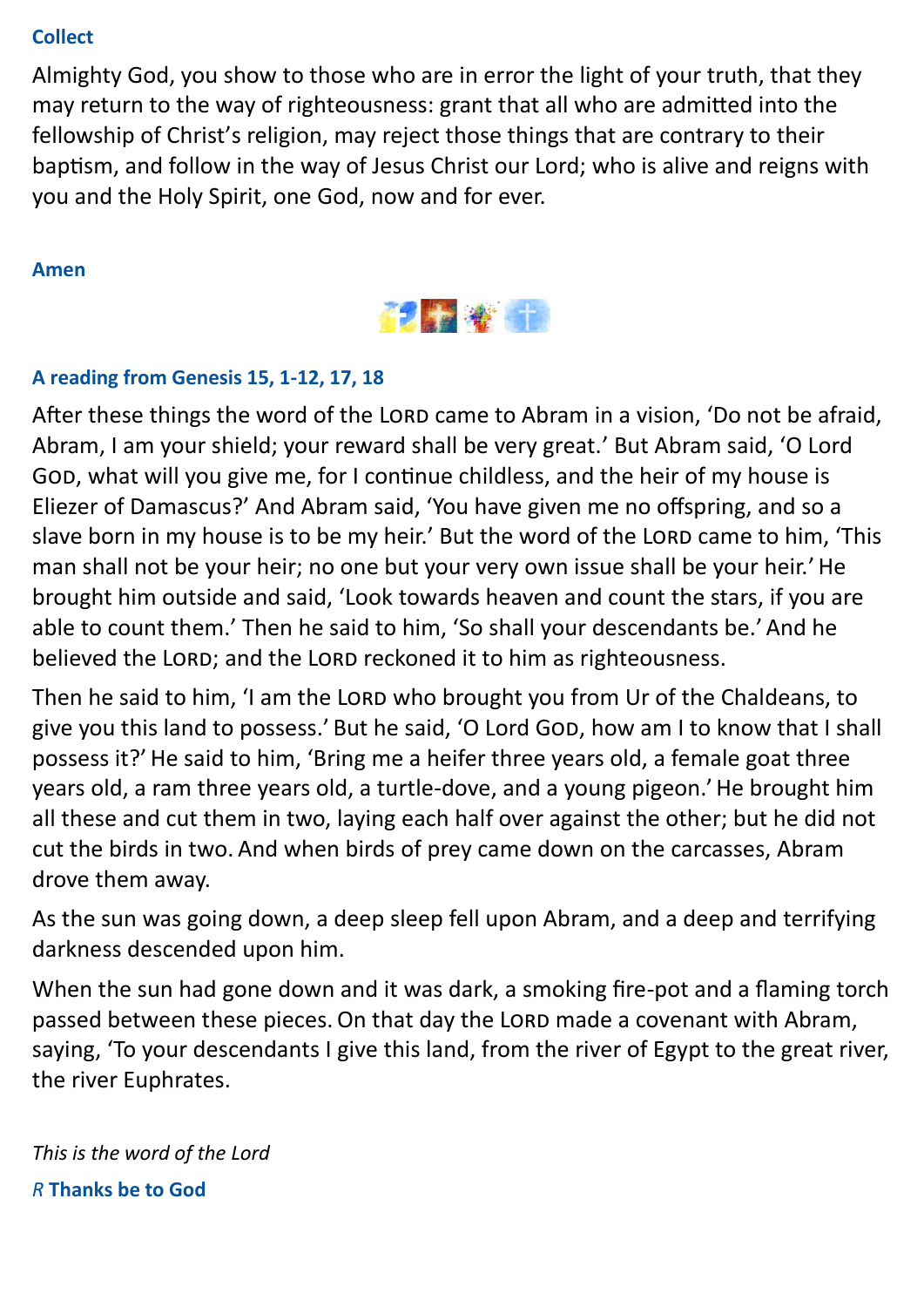**Collect**

Almighty God, you show to those who are in error the light of your truth, that they may return to the way of righteousness: grant that all who are admitted into the fellowship of Christ's religion, may reject those things that are contrary to their baptism, and follow in the way of Jesus Christ our Lord; who is alive and reigns with you and the Holy Spirit, one God, now and for ever.

**Amen**

**A reading from Genesis 15, 1-12, 17, 18**

After these things the word of the LORD came to Abram in a vision, 'Do not be afraid, Abram, I am your shield; your reward shall be very great.' But Abram said, 'O Lord GOD, what will you give me, for I continue childless, and the heir of my house is Eliezer of Damascus?' And Abram said, 'You have given me no offspring, and so a slave born in my house is to be my heir.' But the word of the LORD came to him, 'This man shall not be your heir; no one but your very own issue shall be your heir.' He brought him outside and said, 'Look towards heaven and count the stars, if you are able to count them.' Then he said to him, 'So shall your descendants be.' And he believed the LORD; and the LORD reckoned it to him as righteousness.

Then he said to him, 'I am the LORD who brought you from Ur of the Chaldeans, to give you this land to possess.' But he said, 'O Lord GOD, how am I to know that I shall possess it?' He said to him, 'Bring me a heifer three years old, a female goat three years old, a ram three years old, a turtle-dove, and a young pigeon.' He brought him all these and cut them in two, laying each half over against the other; but he did not cut the birds in two. And when birds of prey came down on the carcasses, Abram drove them away.

As the sun was going down, a deep sleep fell upon Abram, and a deep and terrifying darkness descended upon him.

When the sun had gone down and it was dark, a smoking fire-pot and a flaming torch passed between these pieces. On that day the LORD made a covenant with Abram, saying, 'To your descendants I give this land, from the river of Egypt to the great river, the river Euphrates.

*This is the word of the Lord*

*R* **Thanks be to God**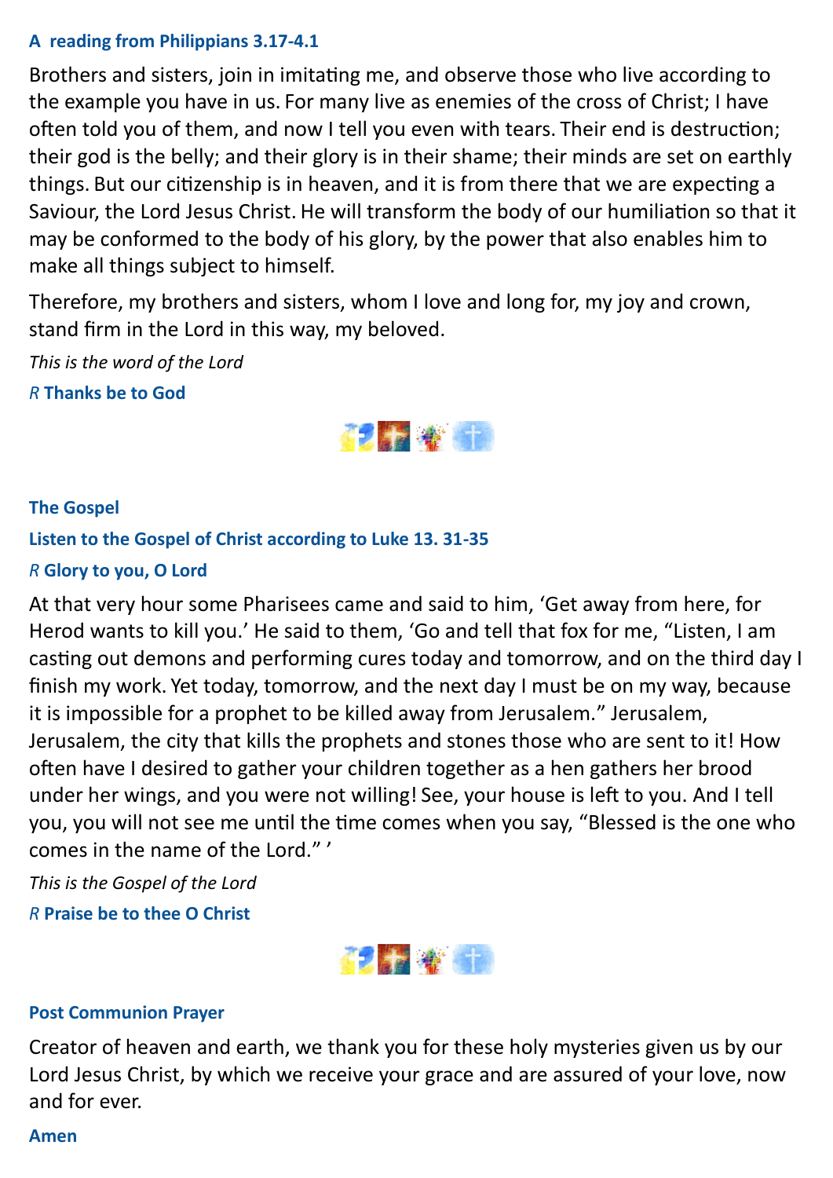### A reading from Philippians 3.17-4.1

Brothers and sisters, join in imitating me, and observe those who live according to the example you have in us. For many live as enemies of the cross of Christ; I have often told you of them, and now I tell you even with tears. Their end is destruction; their god is the belly; and their glory is in their shame; their minds are set on earthly things. But our citizenship is in heaven, and it is from there that we are expecting a Saviour, the Lord Jesus Christ. He will transform the body of our humiliation so that it may be conformed to the body of his glory, by the power that also enables him to make all things subject to himself.

Therefore, my brothers and sisters, whom I love and long for, my joy and crown, stand firm in the Lord in this way, my beloved.

*This is the word of the Lord*

*R* **Thanks be to God**

### The Gospel

**Listen to the Gospel of Christ according to Luke 13. 31-35**

*R* **Glory to you, O Lord**

At that very hour some Pharisees came and said to him, 'Get away from here, for Herod wants to kill you.' He said to them, 'Go and tell that fox for me, "Listen, I am casting out demons and performing cures today and tomorrow, and on the third day I finish my work. Yet today, tomorrow, and the next day I must be on my way, because it is impossible for a prophet to be killed away from Jerusalem." Jerusalem, Jerusalem, the city that kills the prophets and stones those who are sent to it! How often have I desired to gather your children together as a hen gathers her brood under her wings, and you were not willing! See, your house is left to you. And I tell you, you will not see me until the time comes when you say, "Blessed is the one who comes in the name of the Lord." '

*This is the Gospel of the Lord*

*R* **Praise be to thee O Christ**

### Post Communion Prayer

Creator of heaven and earth, we thank you for these holy mysteries given us by our Lord Jesus Christ, by which we receive your grace and are assured of your love, now and for ever.

**Amen**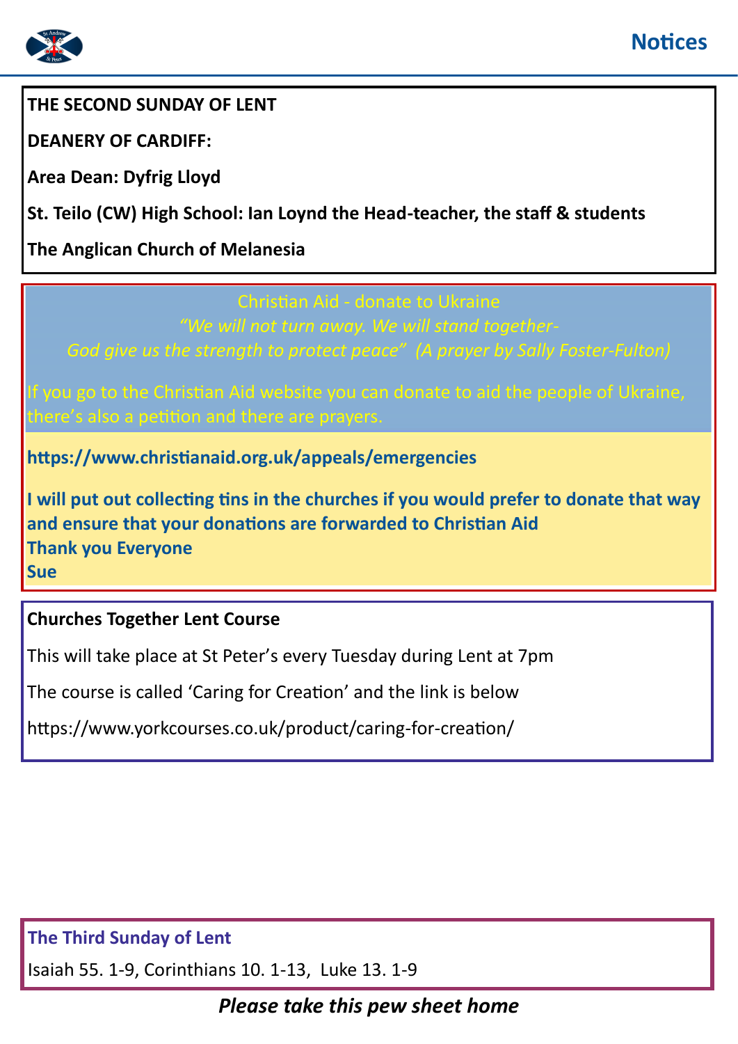# Notices

**THE SECOND SUNDAY OF LENT**

**DEANERY OF CARDIFF:**

**Area Dean: Dyfrig Lloyd**

**St. Teilo (CW) High School: Ian Loynd the Head-teacher, the staff & students**

**The Anglican Church of Melanesia**

Christian Aid - donate to Ukraine

*"We will not turn away. We will stand together-*
*God give us the strength to protect peace" (A prayer by Sally Foster-Fulton)*

If you go to the Christian Aid website you can donate to aid the people of Ukraine, there's also a petition and there are prayers.

**https://www.christianaid.org.uk/appeals/emergencies**

**I will put out collecting tins in the churches if you would prefer to donate that way and ensure that your donations are forwarded to Christian Aid**
**Thank you Everyone**
**Sue**

**Churches Together Lent Course**

This will take place at St Peter's every Tuesday during Lent at 7pm

The course is called 'Caring for Creation' and the link is below

https://www.yorkcourses.co.uk/product/caring-for-creation/

**The Third Sunday of Lent**

Isaiah 55. 1-9, Corinthians 10. 1-13, Luke 13. 1-9

***Please take this pew sheet home***